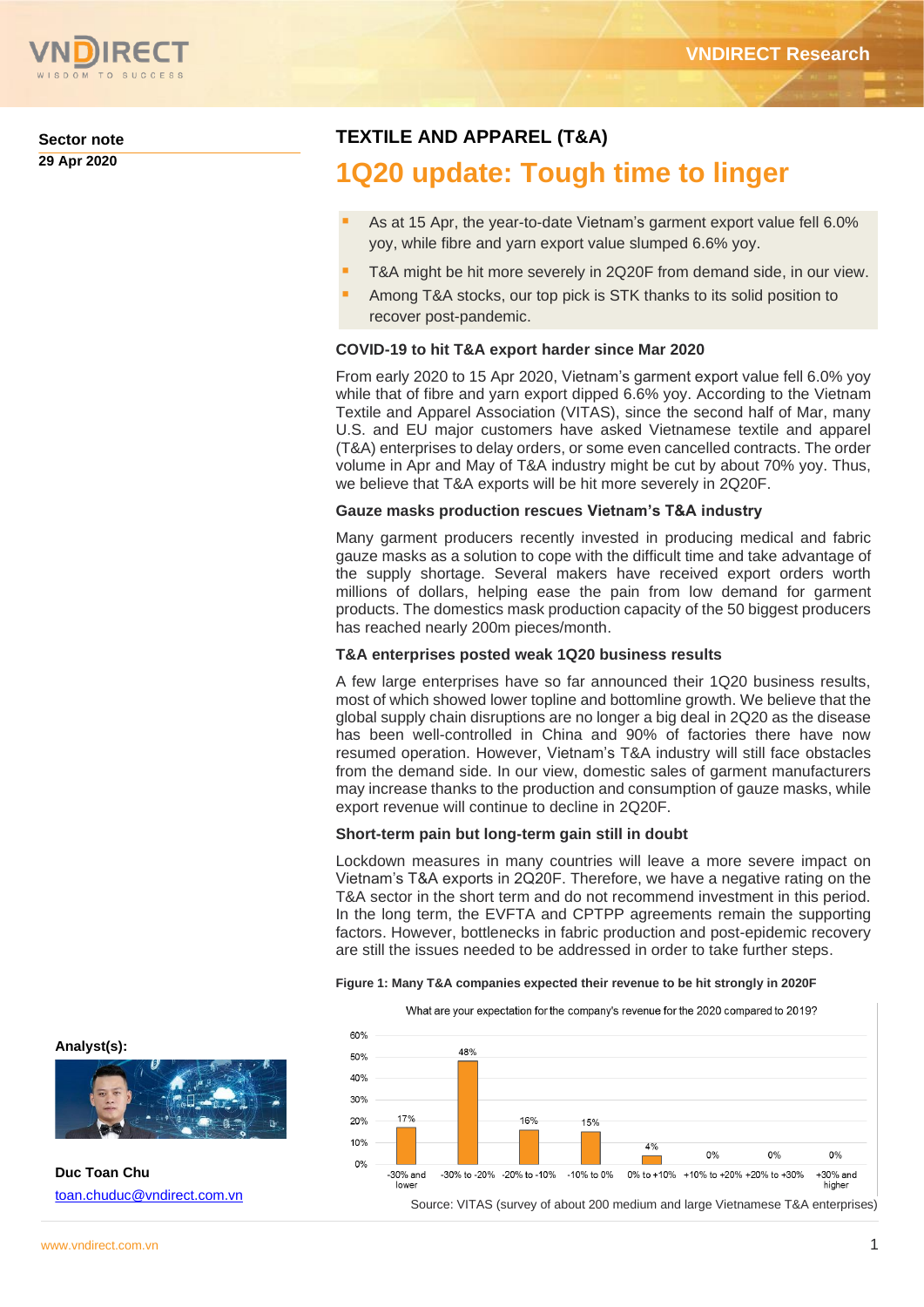**Sector note**
**29 Apr 2020**

## TEXTILE AND APPAREL (T&A)

# 1Q20 update: Tough time to linger

- As at 15 Apr, the year-to-date Vietnam's garment export value fell 6.0% yoy, while fibre and yarn export value slumped 6.6% yoy.
- T&A might be hit more severely in 2Q20F from demand side, in our view.
- Among T&A stocks, our top pick is STK thanks to its solid position to recover post-pandemic.

### COVID-19 to hit T&A export harder since Mar 2020

From early 2020 to 15 Apr 2020, Vietnam's garment export value fell 6.0% yoy while that of fibre and yarn export dipped 6.6% yoy. According to the Vietnam Textile and Apparel Association (VITAS), since the second half of Mar, many U.S. and EU major customers have asked Vietnamese textile and apparel (T&A) enterprises to delay orders, or some even cancelled contracts. The order volume in Apr and May of T&A industry might be cut by about 70% yoy. Thus, we believe that T&A exports will be hit more severely in 2Q20F.

### Gauze masks production rescues Vietnam's T&A industry

Many garment producers recently invested in producing medical and fabric gauze masks as a solution to cope with the difficult time and take advantage of the supply shortage. Several makers have received export orders worth millions of dollars, helping ease the pain from low demand for garment products. The domestics mask production capacity of the 50 biggest producers has reached nearly 200m pieces/month.

### T&A enterprises posted weak 1Q20 business results

A few large enterprises have so far announced their 1Q20 business results, most of which showed lower topline and bottomline growth. We believe that the global supply chain disruptions are no longer a big deal in 2Q20 as the disease has been well-controlled in China and 90% of factories there have now resumed operation. However, Vietnam's T&A industry will still face obstacles from the demand side. In our view, domestic sales of garment manufacturers may increase thanks to the production and consumption of gauze masks, while export revenue will continue to decline in 2Q20F.

### Short-term pain but long-term gain still in doubt

Lockdown measures in many countries will leave a more severe impact on Vietnam's T&A exports in 2Q20F. Therefore, we have a negative rating on the T&A sector in the short term and do not recommend investment in this period. In the long term, the EVFTA and CPTPP agreements remain the supporting factors. However, bottlenecks in fabric production and post-epidemic recovery are still the issues needed to be addressed in order to take further steps.

**Figure 1: Many T&A companies expected their revenue to be hit strongly in 2020F**

What are your expectation for the company's revenue for the 2020 compared to 2019?

| Expectation | Share |
|---|---|
| -30% and lower | 17% |
| -30% to -20% | 48% |
| -20% to -10% | 16% |
| -10% to 0% | 15% |
| 0% to +10% | 4% |
| +10% to +20% | 0% |
| +20% to +30% | 0% |
| +30% and higher | 0% |

Source: VITAS (survey of about 200 medium and large Vietnamese T&A enterprises)

**Analyst(s):**

**Duc Toan Chu**
toan.chuduc@vndirect.com.vn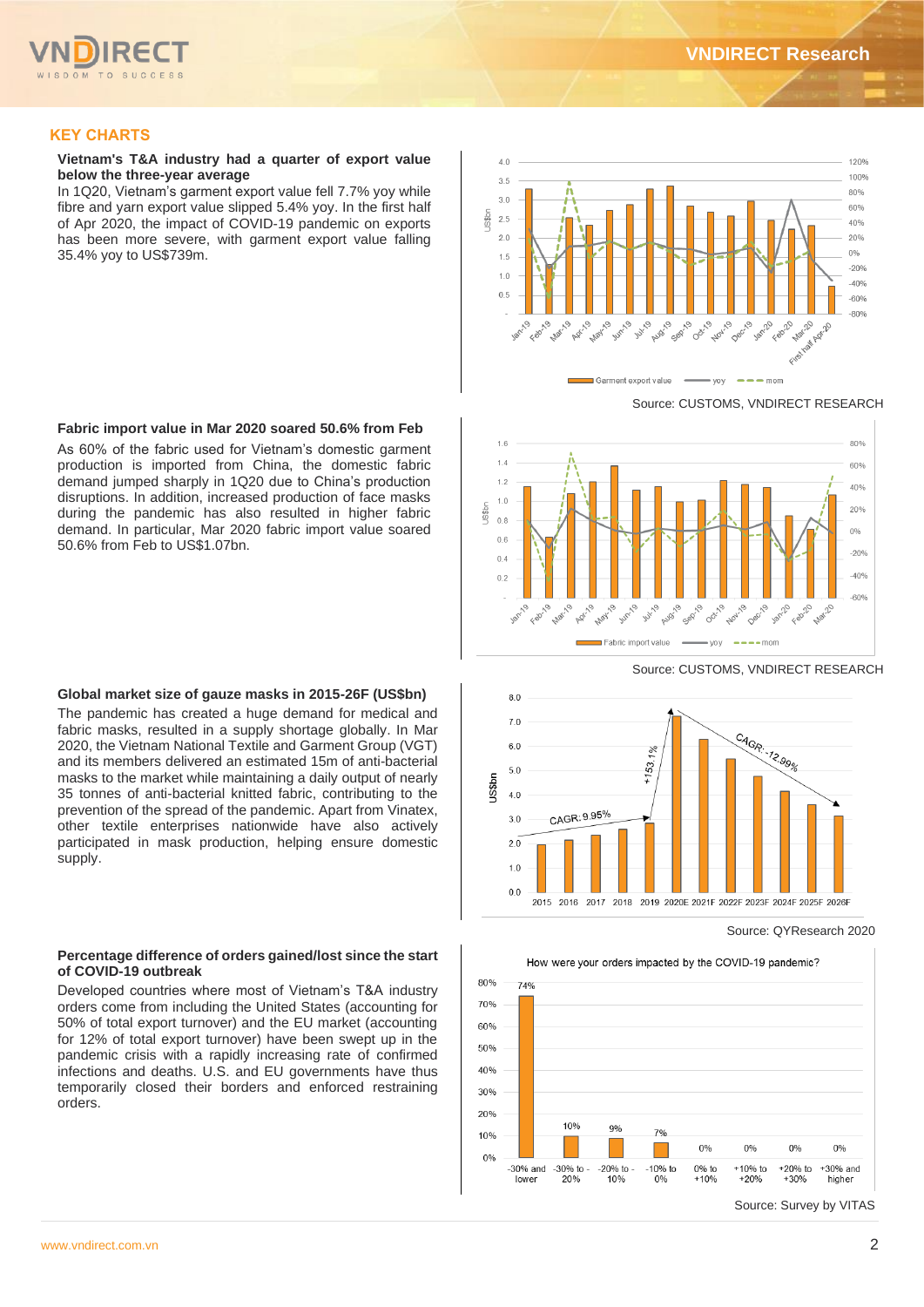## KEY CHARTS

**Vietnam's T&A industry had a quarter of export value below the three-year average**

In 1Q20, Vietnam's garment export value fell 7.7% yoy while fibre and yarn export value slipped 5.4% yoy. In the first half of Apr 2020, the impact of COVID-19 pandemic on exports has been more severe, with garment export value falling 35.4% yoy to US$739m.

Source: CUSTOMS, VNDIRECT RESEARCH

**Fabric import value in Mar 2020 soared 50.6% from Feb**

As 60% of the fabric used for Vietnam's domestic garment production is imported from China, the domestic fabric demand jumped sharply in 1Q20 due to China's production disruptions. In addition, increased production of face masks during the pandemic has also resulted in higher fabric demand. In particular, Mar 2020 fabric import value soared 50.6% from Feb to US$1.07bn.

Source: CUSTOMS, VNDIRECT RESEARCH

**Global market size of gauze masks in 2015-26F (US$bn)**

The pandemic has created a huge demand for medical and fabric masks, resulted in a supply shortage globally. In Mar 2020, the Vietnam National Textile and Garment Group (VGT) and its members delivered an estimated 15m of anti-bacterial masks to the market while maintaining a daily output of nearly 35 tonnes of anti-bacterial knitted fabric, contributing to the prevention of the spread of the pandemic. Apart from Vinatex, other textile enterprises nationwide have also actively participated in mask production, helping ensure domestic supply.

Source: QYResearch 2020

**Percentage difference of orders gained/lost since the start of COVID-19 outbreak**

Developed countries where most of Vietnam's T&A industry orders come from including the United States (accounting for 50% of total export turnover) and the EU market (accounting for 12% of total export turnover) have been swept up in the pandemic crisis with a rapidly increasing rate of confirmed infections and deaths. U.S. and EU governments have thus temporarily closed their borders and enforced restraining orders.

How were your orders impacted by the COVID-19 pandemic?

| -30% and lower | -30% to -20% | -20% to -10% | -10% to 0% | 0% to +10% | +10% to +20% | +20% to +30% | +30% and higher |
|---|---|---|---|---|---|---|---|
| 74% | 10% | 9% | 7% | 0% | 0% | 0% | 0% |

Source: Survey by VITAS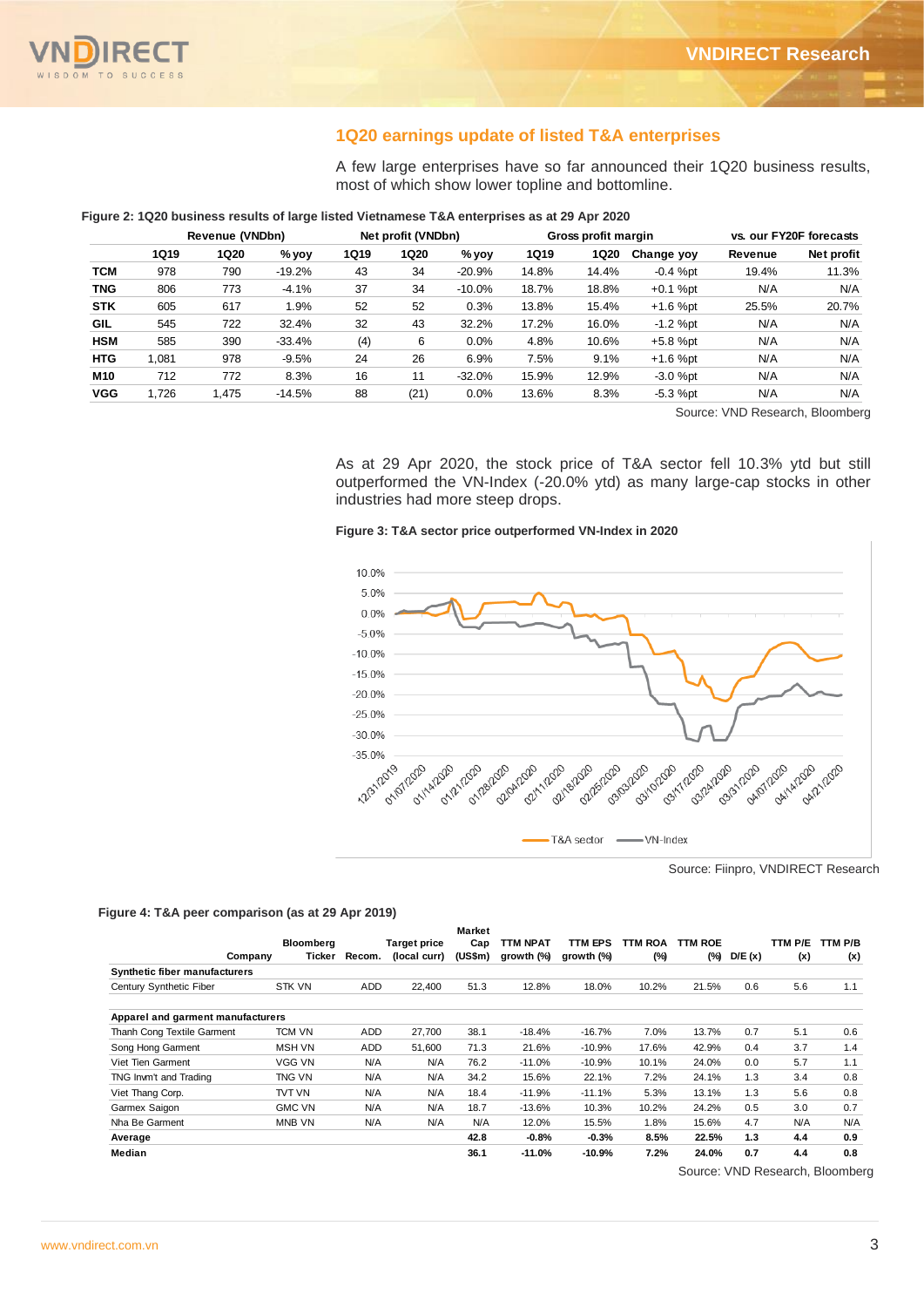## 1Q20 earnings update of listed T&A enterprises

A few large enterprises have so far announced their 1Q20 business results, most of which show lower topline and bottomline.

**Figure 2: 1Q20 business results of large listed Vietnamese T&A enterprises as at 29 Apr 2020**

| | Revenue (VNDbn) | | | Net profit (VNDbn) | | | Gross profit margin | | | vs. our FY20F forecasts | |
|---|---|---|---|---|---|---|---|---|---|---|---|
| | 1Q19 | 1Q20 | % yoy | 1Q19 | 1Q20 | % yoy | 1Q19 | 1Q20 | Change yoy | Revenue | Net profit |
| **TCM** | 978 | 790 | -19.2% | 43 | 34 | -20.9% | 14.8% | 14.4% | -0.4 %pt | 19.4% | 11.3% |
| **TNG** | 806 | 773 | -4.1% | 37 | 34 | -10.0% | 18.7% | 18.8% | +0.1 %pt | N/A | N/A |
| **STK** | 605 | 617 | 1.9% | 52 | 52 | 0.3% | 13.8% | 15.4% | +1.6 %pt | 25.5% | 20.7% |
| **GIL** | 545 | 722 | 32.4% | 32 | 43 | 32.2% | 17.2% | 16.0% | -1.2 %pt | N/A | N/A |
| **HSM** | 585 | 390 | -33.4% | (4) | 6 | 0.0% | 4.8% | 10.6% | +5.8 %pt | N/A | N/A |
| **HTG** | 1,081 | 978 | -9.5% | 24 | 26 | 6.9% | 7.5% | 9.1% | +1.6 %pt | N/A | N/A |
| **M10** | 712 | 772 | 8.3% | 16 | 11 | -32.0% | 15.9% | 12.9% | -3.0 %pt | N/A | N/A |
| **VGG** | 1,726 | 1,475 | -14.5% | 88 | (21) | 0.0% | 13.6% | 8.3% | -5.3 %pt | N/A | N/A |

Source: VND Research, Bloomberg

As at 29 Apr 2020, the stock price of T&A sector fell 10.3% ytd but still outperformed the VN-Index (-20.0% ytd) as many large-cap stocks in other industries had more steep drops.

**Figure 3: T&A sector price outperformed VN-Index in 2020**

Source: Fiinpro, VNDIRECT Research

**Figure 4: T&A peer comparison (as at 29 Apr 2019)**

| Company | Bloomberg Ticker | Recom. | Target price (local curr) | Market Cap (US$m) | TTM NPAT growth (%) | TTM EPS growth (%) | TTM ROA (%) | TTM ROE (%) | D/E (x) | TTM P/E (x) | TTM P/B (x) |
|---|---|---|---|---|---|---|---|---|---|---|---|
| **Synthetic fiber manufacturers** | | | | | | | | | | | |
| Century Synthetic Fiber | STK VN | ADD | 22,400 | 51.3 | 12.8% | 18.0% | 10.2% | 21.5% | 0.6 | 5.6 | 1.1 |
| **Apparel and garment manufacturers** | | | | | | | | | | | |
| Thanh Cong Textile Garment | TCM VN | ADD | 27,700 | 38.1 | -18.4% | -16.7% | 7.0% | 13.7% | 0.7 | 5.1 | 0.6 |
| Song Hong Garment | MSH VN | ADD | 51,600 | 71.3 | 21.6% | -10.9% | 17.6% | 42.9% | 0.4 | 3.7 | 1.4 |
| Viet Tien Garment | VGG VN | N/A | N/A | 76.2 | -11.0% | -10.9% | 10.1% | 24.0% | 0.0 | 5.7 | 1.1 |
| TNG Invm't and Trading | TNG VN | N/A | N/A | 34.2 | 15.6% | 22.1% | 7.2% | 24.1% | 1.3 | 3.4 | 0.8 |
| Viet Thang Corp. | TVT VN | N/A | N/A | 18.4 | -11.9% | -11.1% | 5.3% | 13.1% | 1.3 | 5.6 | 0.8 |
| Garmex Saigon | GMC VN | N/A | N/A | 18.7 | -13.6% | 10.3% | 10.2% | 24.2% | 0.5 | 3.0 | 0.7 |
| Nha Be Garment | MNB VN | N/A | N/A | N/A | 12.0% | 15.5% | 1.8% | 15.6% | 4.7 | N/A | N/A |
| **Average** | | | | **42.8** | **-0.8%** | **-0.3%** | **8.5%** | **22.5%** | **1.3** | **4.4** | **0.9** |
| **Median** | | | | **36.1** | **-11.0%** | **-10.9%** | **7.2%** | **24.0%** | **0.7** | **4.4** | **0.8** |

Source: VND Research, Bloomberg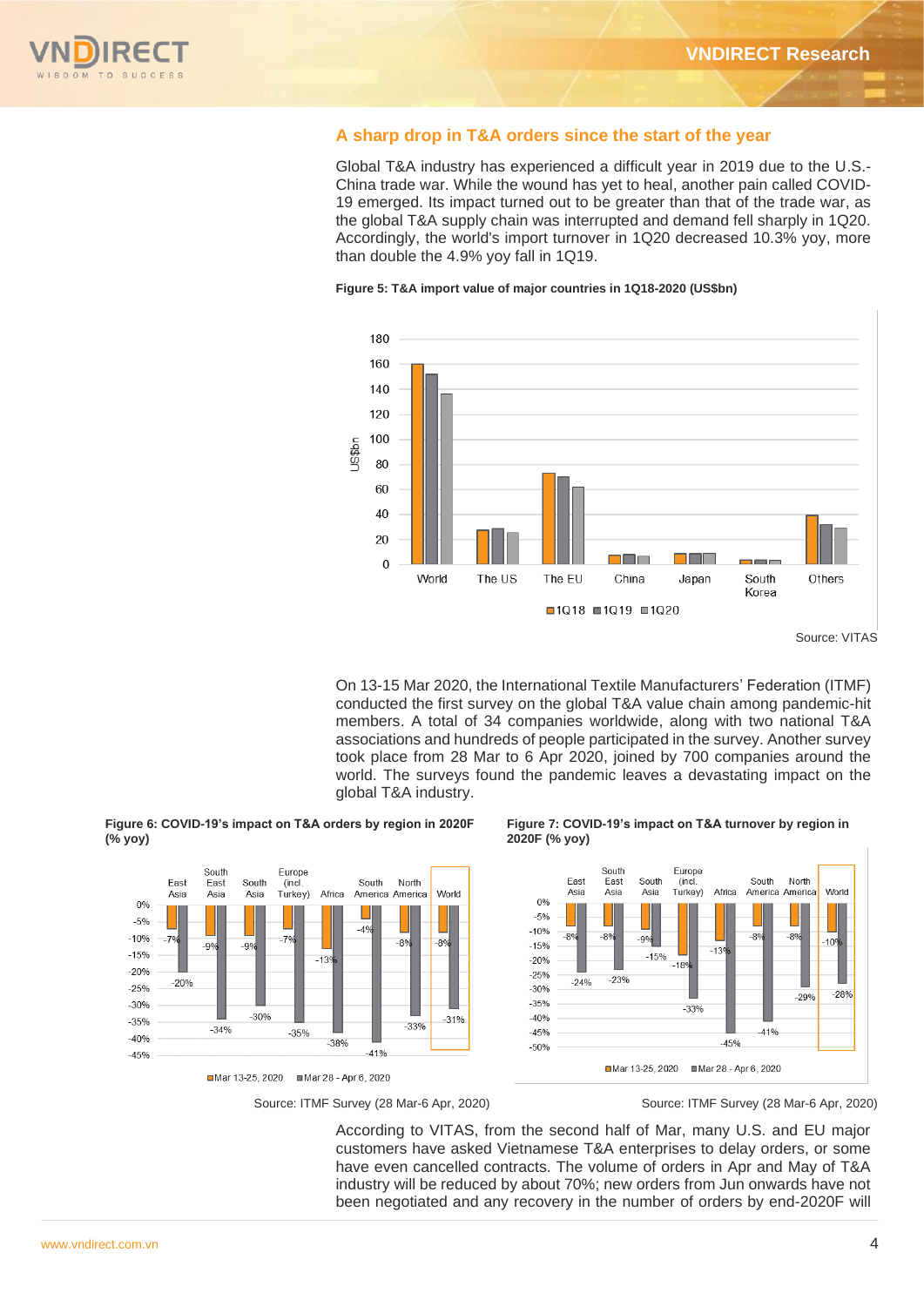## A sharp drop in T&A orders since the start of the year

Global T&A industry has experienced a difficult year in 2019 due to the U.S.-China trade war. While the wound has yet to heal, another pain called COVID-19 emerged. Its impact turned out to be greater than that of the trade war, as the global T&A supply chain was interrupted and demand fell sharply in 1Q20. Accordingly, the world's import turnover in 1Q20 decreased 10.3% yoy, more than double the 4.9% yoy fall in 1Q19.

**Figure 5: T&A import value of major countries in 1Q18-2020 (US$bn)**

Source: VITAS

On 13-15 Mar 2020, the International Textile Manufacturers' Federation (ITMF) conducted the first survey on the global T&A value chain among pandemic-hit members. A total of 34 companies worldwide, along with two national T&A associations and hundreds of people participated in the survey. Another survey took place from 28 Mar to 6 Apr 2020, joined by 700 companies around the world. The surveys found the pandemic leaves a devastating impact on the global T&A industry.

**Figure 6: COVID-19's impact on T&A orders by region in 2020F (% yoy)**

| Region | Mar 13-25, 2020 | Mar 28 - Apr 6, 2020 |
|---|---|---|
| East Asia | -7% | -20% |
| South East Asia | -9% | -34% |
| South Asia | -9% | -30% |
| Europe (incl. Turkey) | -7% | -35% |
| Africa | -13% | -38% |
| South America | -4% | -41% |
| North America | -8% | -33% |
| World | -8% | -31% |

Source: ITMF Survey (28 Mar-6 Apr, 2020)

**Figure 7: COVID-19's impact on T&A turnover by region in 2020F (% yoy)**

| Region | Mar 13-25, 2020 | Mar 28 - Apr 6, 2020 |
|---|---|---|
| East Asia | -8% | -24% |
| South East Asia | -8% | -23% |
| South Asia | -9% | -15% |
| Europe (incl. Turkey) | -18% | -33% |
| Africa | -13% | -45% |
| South America | -8% | -41% |
| North America | -8% | -29% |
| World | -10% | -28% |

Source: ITMF Survey (28 Mar-6 Apr, 2020)

According to VITAS, from the second half of Mar, many U.S. and EU major customers have asked Vietnamese T&A enterprises to delay orders, or some have even cancelled contracts. The volume of orders in Apr and May of T&A industry will be reduced by about 70%; new orders from Jun onwards have not been negotiated and any recovery in the number of orders by end-2020F will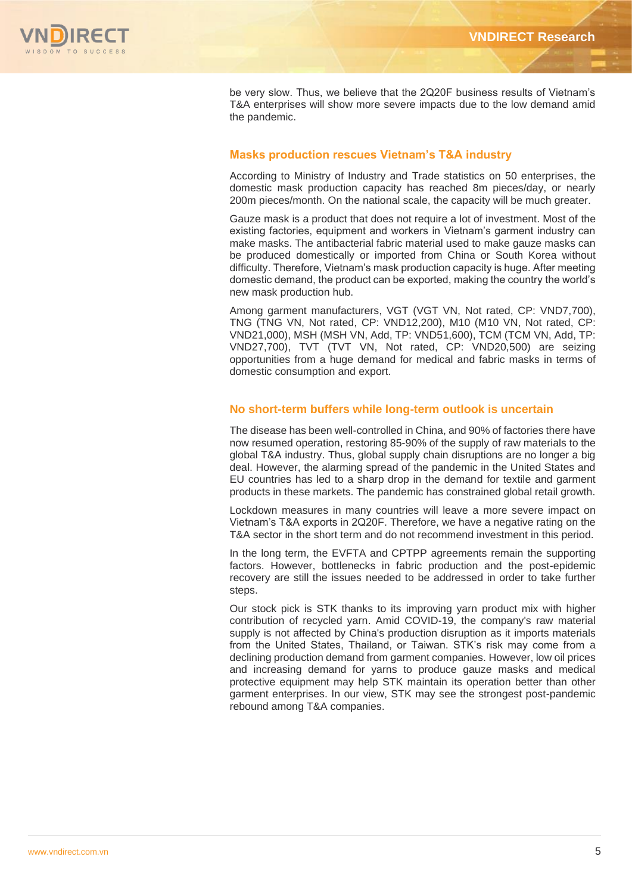be very slow. Thus, we believe that the 2Q20F business results of Vietnam's T&A enterprises will show more severe impacts due to the low demand amid the pandemic.

## Masks production rescues Vietnam's T&A industry

According to Ministry of Industry and Trade statistics on 50 enterprises, the domestic mask production capacity has reached 8m pieces/day, or nearly 200m pieces/month. On the national scale, the capacity will be much greater.

Gauze mask is a product that does not require a lot of investment. Most of the existing factories, equipment and workers in Vietnam's garment industry can make masks. The antibacterial fabric material used to make gauze masks can be produced domestically or imported from China or South Korea without difficulty. Therefore, Vietnam's mask production capacity is huge. After meeting domestic demand, the product can be exported, making the country the world's new mask production hub.

Among garment manufacturers, VGT (VGT VN, Not rated, CP: VND7,700), TNG (TNG VN, Not rated, CP: VND12,200), M10 (M10 VN, Not rated, CP: VND21,000), MSH (MSH VN, Add, TP: VND51,600), TCM (TCM VN, Add, TP: VND27,700), TVT (TVT VN, Not rated, CP: VND20,500) are seizing opportunities from a huge demand for medical and fabric masks in terms of domestic consumption and export.

## No short-term buffers while long-term outlook is uncertain

The disease has been well-controlled in China, and 90% of factories there have now resumed operation, restoring 85-90% of the supply of raw materials to the global T&A industry. Thus, global supply chain disruptions are no longer a big deal. However, the alarming spread of the pandemic in the United States and EU countries has led to a sharp drop in the demand for textile and garment products in these markets. The pandemic has constrained global retail growth.

Lockdown measures in many countries will leave a more severe impact on Vietnam's T&A exports in 2Q20F. Therefore, we have a negative rating on the T&A sector in the short term and do not recommend investment in this period.

In the long term, the EVFTA and CPTPP agreements remain the supporting factors. However, bottlenecks in fabric production and the post-epidemic recovery are still the issues needed to be addressed in order to take further steps.

Our stock pick is STK thanks to its improving yarn product mix with higher contribution of recycled yarn. Amid COVID-19, the company's raw material supply is not affected by China's production disruption as it imports materials from the United States, Thailand, or Taiwan. STK's risk may come from a declining production demand from garment companies. However, low oil prices and increasing demand for yarns to produce gauze masks and medical protective equipment may help STK maintain its operation better than other garment enterprises. In our view, STK may see the strongest post-pandemic rebound among T&A companies.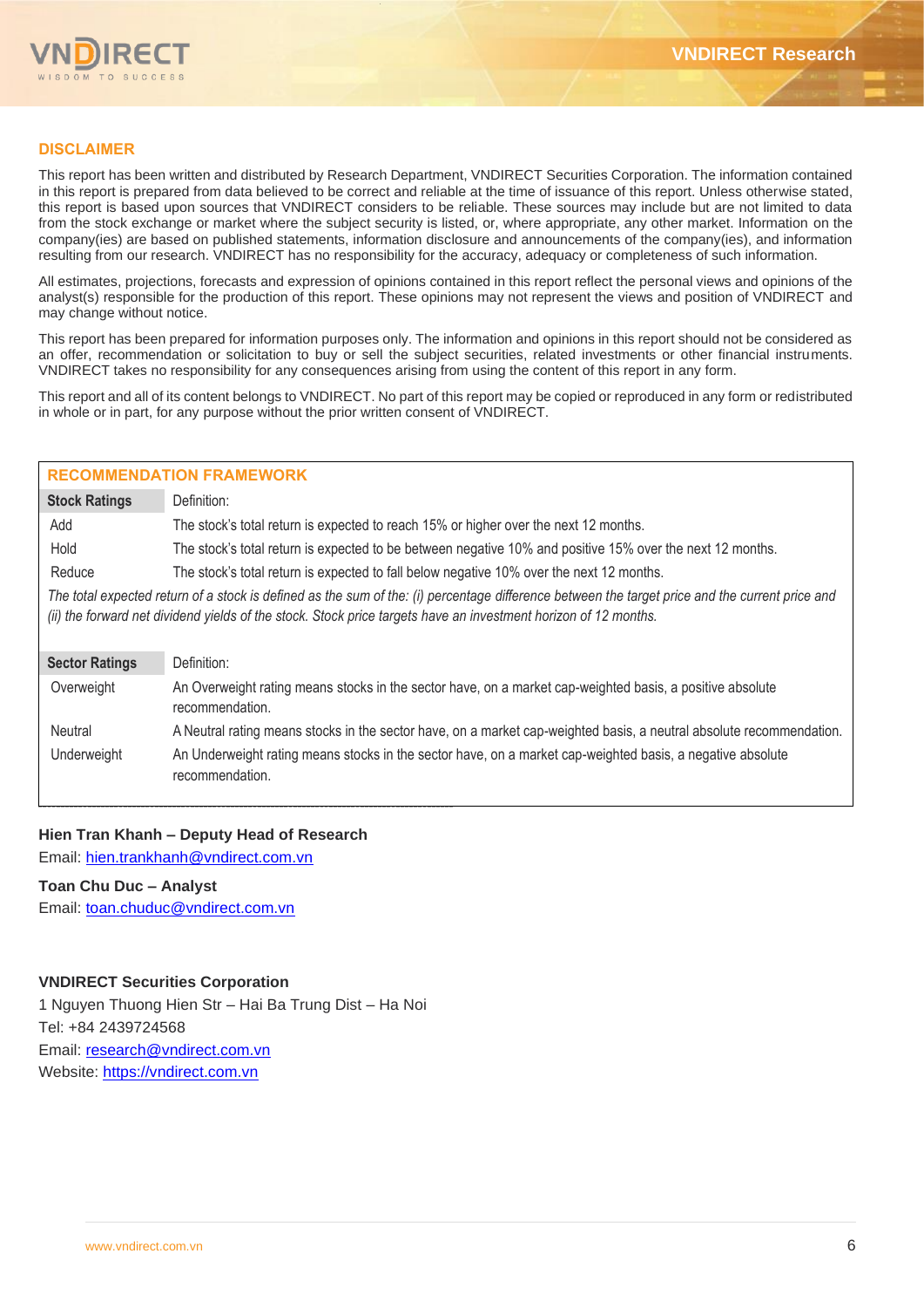## DISCLAIMER

This report has been written and distributed by Research Department, VNDIRECT Securities Corporation. The information contained in this report is prepared from data believed to be correct and reliable at the time of issuance of this report. Unless otherwise stated, this report is based upon sources that VNDIRECT considers to be reliable. These sources may include but are not limited to data from the stock exchange or market where the subject security is listed, or, where appropriate, any other market. Information on the company(ies) are based on published statements, information disclosure and announcements of the company(ies), and information resulting from our research. VNDIRECT has no responsibility for the accuracy, adequacy or completeness of such information.

All estimates, projections, forecasts and expression of opinions contained in this report reflect the personal views and opinions of the analyst(s) responsible for the production of this report. These opinions may not represent the views and position of VNDIRECT and may change without notice.

This report has been prepared for information purposes only. The information and opinions in this report should not be considered as an offer, recommendation or solicitation to buy or sell the subject securities, related investments or other financial instruments. VNDIRECT takes no responsibility for any consequences arising from using the content of this report in any form.

This report and all of its content belongs to VNDIRECT. No part of this report may be copied or reproduced in any form or redistributed in whole or in part, for any purpose without the prior written consent of VNDIRECT.

### RECOMMENDATION FRAMEWORK

| Stock Ratings | Definition: |
|---|---|
| Add | The stock's total return is expected to reach 15% or higher over the next 12 months. |
| Hold | The stock's total return is expected to be between negative 10% and positive 15% over the next 12 months. |
| Reduce | The stock's total return is expected to fall below negative 10% over the next 12 months. |

*The total expected return of a stock is defined as the sum of the: (i) percentage difference between the target price and the current price and (ii) the forward net dividend yields of the stock. Stock price targets have an investment horizon of 12 months.*

| Sector Ratings | Definition: |
|---|---|
| Overweight | An Overweight rating means stocks in the sector have, on a market cap-weighted basis, a positive absolute recommendation. |
| Neutral | A Neutral rating means stocks in the sector have, on a market cap-weighted basis, a neutral absolute recommendation. |
| Underweight | An Underweight rating means stocks in the sector have, on a market cap-weighted basis, a negative absolute recommendation. |

**Hien Tran Khanh – Deputy Head of Research**
Email: hien.trankhanh@vndirect.com.vn

**Toan Chu Duc – Analyst**
Email: toan.chuduc@vndirect.com.vn

**VNDIRECT Securities Corporation**
1 Nguyen Thuong Hien Str – Hai Ba Trung Dist – Ha Noi
Tel: +84 2439724568
Email: research@vndirect.com.vn
Website: https://vndirect.com.vn